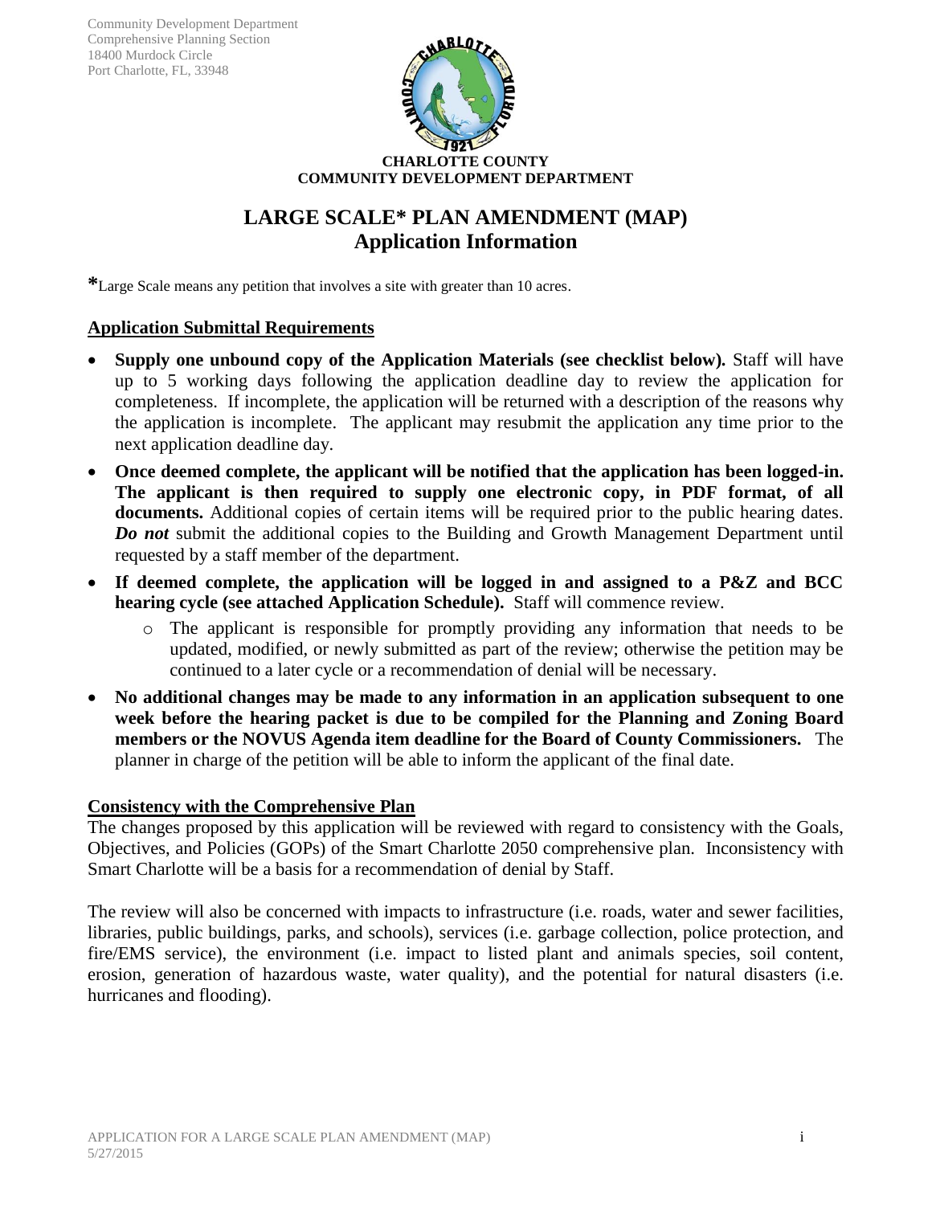Community Development Department
Comprehensive Planning Section
18400 Murdock Circle
Port Charlotte, FL, 33948

**CHARLOTTE COUNTY**
**COMMUNITY DEVELOPMENT DEPARTMENT**

# LARGE SCALE* PLAN AMENDMENT (MAP)
## Application Information

***Large Scale means any petition that involves a site with greater than 10 acres.**

### Application Submittal Requirements

- **Supply one unbound copy of the Application Materials (see checklist below).** Staff will have up to 5 working days following the application deadline day to review the application for completeness. If incomplete, the application will be returned with a description of the reasons why the application is incomplete. The applicant may resubmit the application any time prior to the next application deadline day.
- **Once deemed complete, the applicant will be notified that the application has been logged-in. The applicant is then required to supply one electronic copy, in PDF format, of all documents.** Additional copies of certain items will be required prior to the public hearing dates. ***Do not*** submit the additional copies to the Building and Growth Management Department until requested by a staff member of the department.
- **If deemed complete, the application will be logged in and assigned to a P&Z and BCC hearing cycle (see attached Application Schedule).** Staff will commence review.
  - The applicant is responsible for promptly providing any information that needs to be updated, modified, or newly submitted as part of the review; otherwise the petition may be continued to a later cycle or a recommendation of denial will be necessary.
- **No additional changes may be made to any information in an application subsequent to one week before the hearing packet is due to be compiled for the Planning and Zoning Board members or the NOVUS Agenda item deadline for the Board of County Commissioners.** The planner in charge of the petition will be able to inform the applicant of the final date.

### Consistency with the Comprehensive Plan

The changes proposed by this application will be reviewed with regard to consistency with the Goals, Objectives, and Policies (GOPs) of the Smart Charlotte 2050 comprehensive plan. Inconsistency with Smart Charlotte will be a basis for a recommendation of denial by Staff.

The review will also be concerned with impacts to infrastructure (i.e. roads, water and sewer facilities, libraries, public buildings, parks, and schools), services (i.e. garbage collection, police protection, and fire/EMS service), the environment (i.e. impact to listed plant and animals species, soil content, erosion, generation of hazardous waste, water quality), and the potential for natural disasters (i.e. hurricanes and flooding).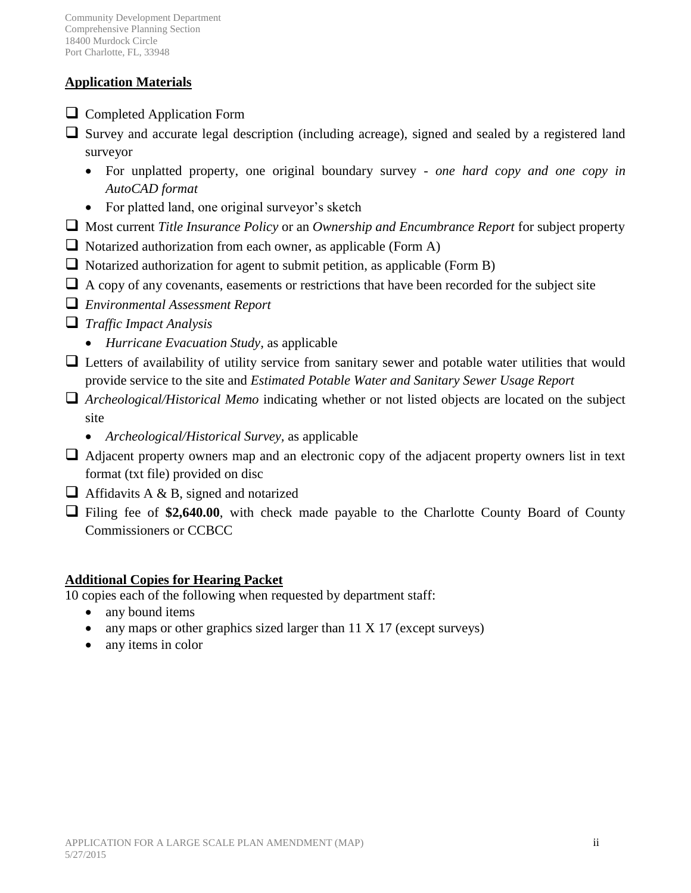Community Development Department
Comprehensive Planning Section
18400 Murdock Circle
Port Charlotte, FL, 33948

## Application Materials

- ☐ Completed Application Form
- ☐ Survey and accurate legal description (including acreage), signed and sealed by a registered land surveyor
  - For unplatted property, one original boundary survey - *one hard copy and one copy in AutoCAD format*
  - For platted land, one original surveyor's sketch
- ☐ Most current *Title Insurance Policy* or an *Ownership and Encumbrance Report* for subject property
- ☐ Notarized authorization from each owner, as applicable (Form A)
- ☐ Notarized authorization for agent to submit petition, as applicable (Form B)
- ☐ A copy of any covenants, easements or restrictions that have been recorded for the subject site
- ☐ *Environmental Assessment Report*
- ☐ *Traffic Impact Analysis*
  - *Hurricane Evacuation Study,* as applicable
- ☐ Letters of availability of utility service from sanitary sewer and potable water utilities that would provide service to the site and *Estimated Potable Water and Sanitary Sewer Usage Report*
- ☐ *Archeological/Historical Memo* indicating whether or not listed objects are located on the subject site
  - *Archeological/Historical Survey*, as applicable
- ☐ Adjacent property owners map and an electronic copy of the adjacent property owners list in text format (txt file) provided on disc
- ☐ Affidavits A & B, signed and notarized
- ☐ Filing fee of **$2,640.00**, with check made payable to the Charlotte County Board of County Commissioners or CCBCC

## Additional Copies for Hearing Packet

10 copies each of the following when requested by department staff:

- any bound items
- any maps or other graphics sized larger than 11 X 17 (except surveys)
- any items in color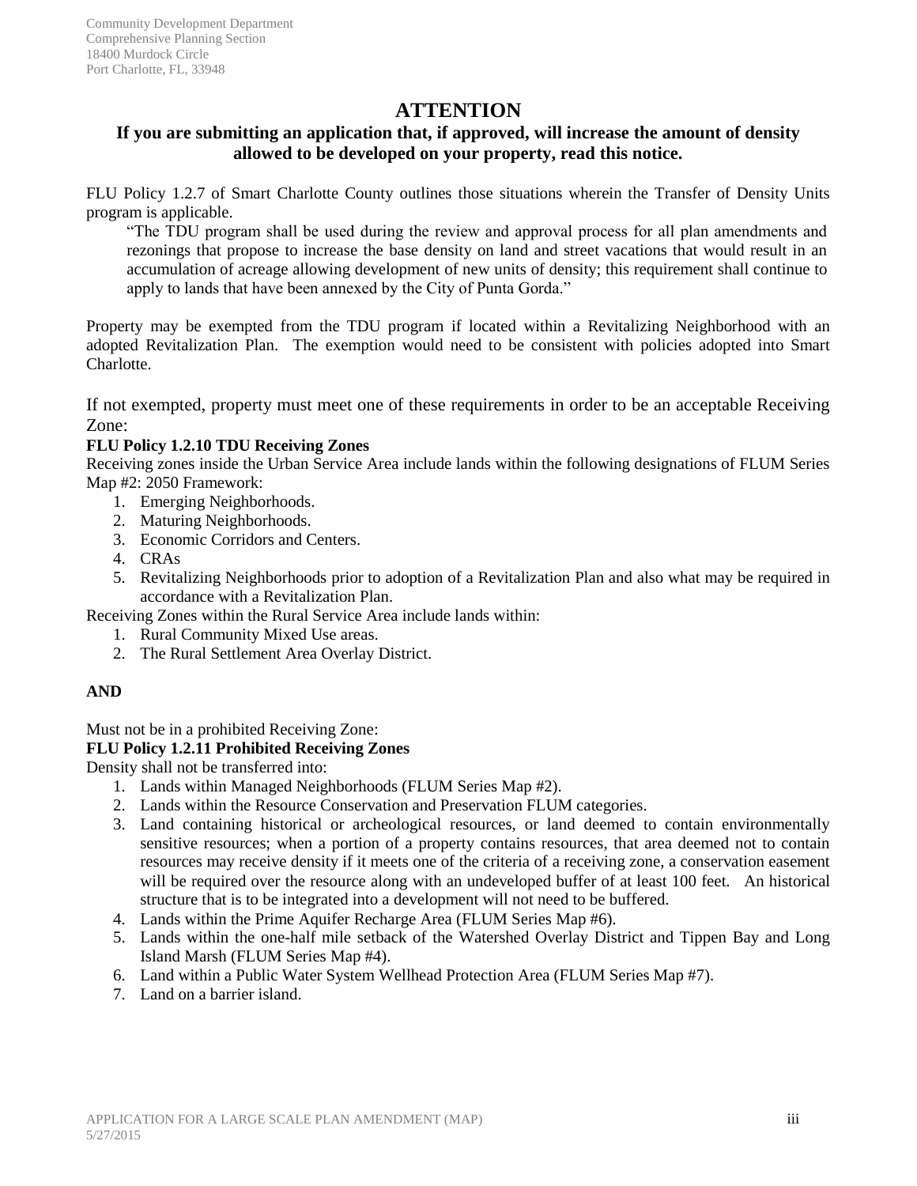Community Development Department
Comprehensive Planning Section
18400 Murdock Circle
Port Charlotte, FL, 33948

# ATTENTION

## If you are submitting an application that, if approved, will increase the amount of density allowed to be developed on your property, read this notice.

FLU Policy 1.2.7 of Smart Charlotte County outlines those situations wherein the Transfer of Density Units program is applicable.

> "The TDU program shall be used during the review and approval process for all plan amendments and rezonings that propose to increase the base density on land and street vacations that would result in an accumulation of acreage allowing development of new units of density; this requirement shall continue to apply to lands that have been annexed by the City of Punta Gorda."

Property may be exempted from the TDU program if located within a Revitalizing Neighborhood with an adopted Revitalization Plan. The exemption would need to be consistent with policies adopted into Smart Charlotte.

If not exempted, property must meet one of these requirements in order to be an acceptable Receiving Zone:

**FLU Policy 1.2.10 TDU Receiving Zones**

Receiving zones inside the Urban Service Area include lands within the following designations of FLUM Series Map #2: 2050 Framework:

1. Emerging Neighborhoods.
2. Maturing Neighborhoods.
3. Economic Corridors and Centers.
4. CRAs
5. Revitalizing Neighborhoods prior to adoption of a Revitalization Plan and also what may be required in accordance with a Revitalization Plan.

Receiving Zones within the Rural Service Area include lands within:

1. Rural Community Mixed Use areas.
2. The Rural Settlement Area Overlay District.

**AND**

Must not be in a prohibited Receiving Zone:

**FLU Policy 1.2.11 Prohibited Receiving Zones**

Density shall not be transferred into:

1. Lands within Managed Neighborhoods (FLUM Series Map #2).
2. Lands within the Resource Conservation and Preservation FLUM categories.
3. Land containing historical or archeological resources, or land deemed to contain environmentally sensitive resources; when a portion of a property contains resources, that area deemed not to contain resources may receive density if it meets one of the criteria of a receiving zone, a conservation easement will be required over the resource along with an undeveloped buffer of at least 100 feet. An historical structure that is to be integrated into a development will not need to be buffered.
4. Lands within the Prime Aquifer Recharge Area (FLUM Series Map #6).
5. Lands within the one-half mile setback of the Watershed Overlay District and Tippen Bay and Long Island Marsh (FLUM Series Map #4).
6. Land within a Public Water System Wellhead Protection Area (FLUM Series Map #7).
7. Land on a barrier island.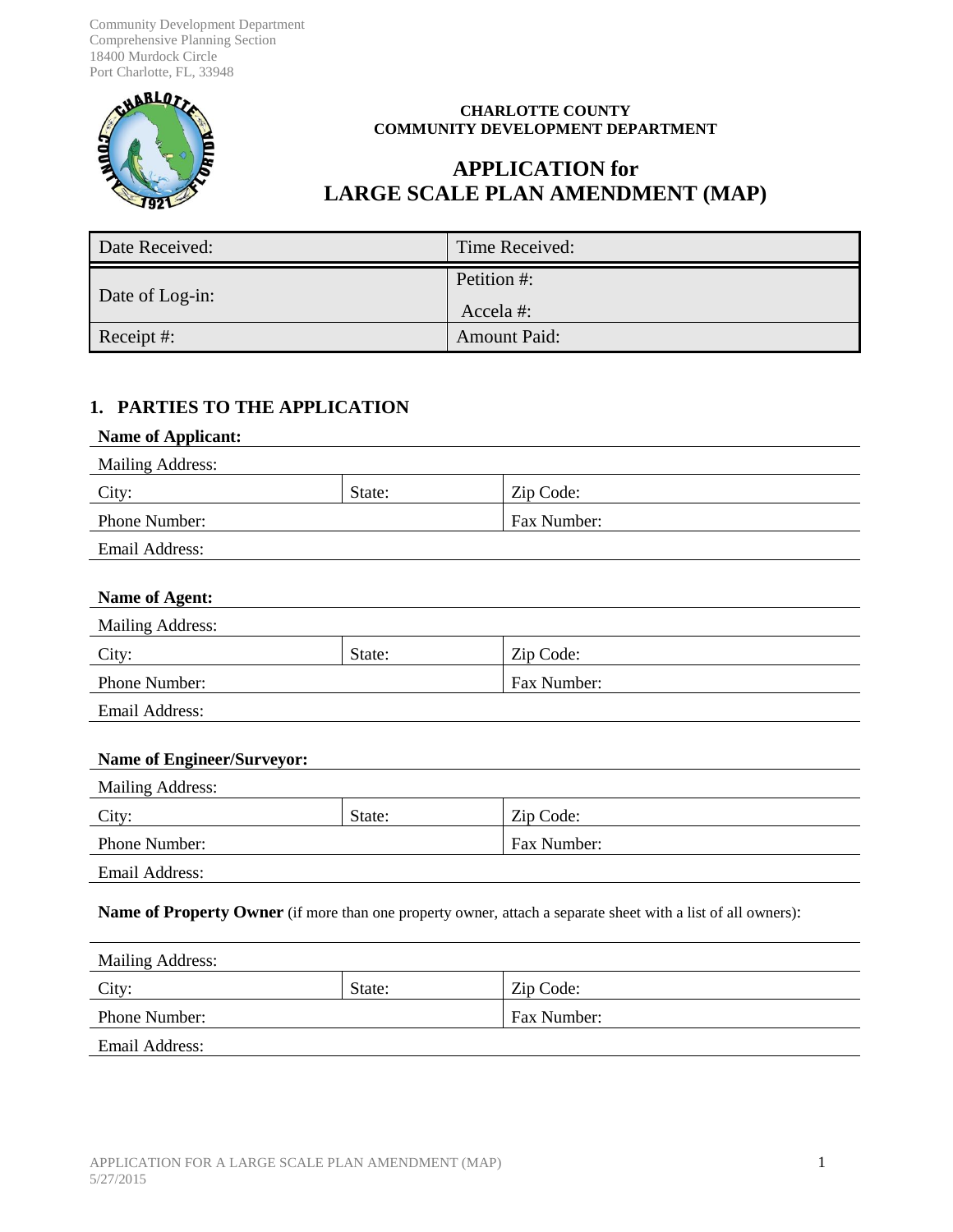Community Development Department
Comprehensive Planning Section
18400 Murdock Circle
Port Charlotte, FL, 33948

**CHARLOTTE COUNTY**
**COMMUNITY DEVELOPMENT DEPARTMENT**

# APPLICATION for LARGE SCALE PLAN AMENDMENT (MAP)

| Date Received: | Time Received: |
|---|---|
| Date of Log-in: | Petition #:<br>Accela #: |
| Receipt #: | Amount Paid: |

## 1. PARTIES TO THE APPLICATION

**Name of Applicant:**

| Mailing Address: | | |
|---|---|---|
| City: | State: | Zip Code: |
| Phone Number: | | Fax Number: |
| Email Address: | | |

**Name of Agent:**

| Mailing Address: | | |
|---|---|---|
| City: | State: | Zip Code: |
| Phone Number: | | Fax Number: |
| Email Address: | | |

**Name of Engineer/Surveyor:**

| Mailing Address: | | |
|---|---|---|
| City: | State: | Zip Code: |
| Phone Number: | | Fax Number: |
| Email Address: | | |

**Name of Property Owner** (if more than one property owner, attach a separate sheet with a list of all owners):

| Mailing Address: | | |
|---|---|---|
| City: | State: | Zip Code: |
| Phone Number: | | Fax Number: |
| Email Address: | | |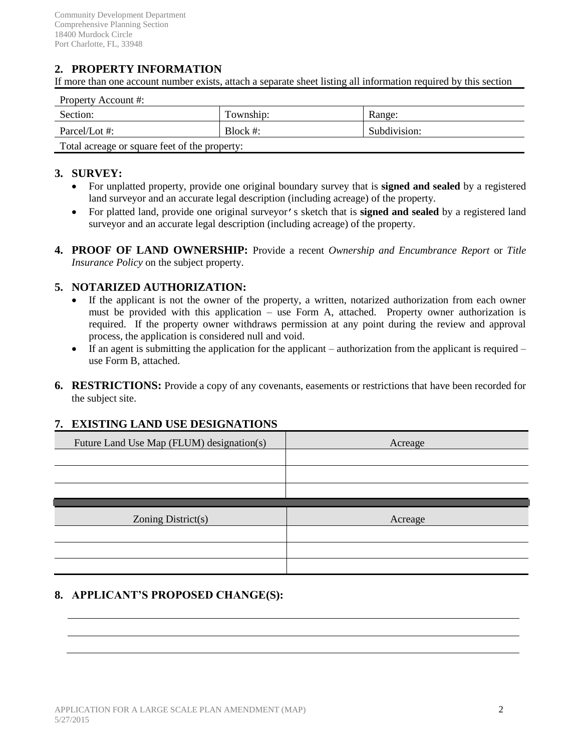Community Development Department
Comprehensive Planning Section
18400 Murdock Circle
Port Charlotte, FL, 33948

## 2. PROPERTY INFORMATION

If more than one account number exists, attach a separate sheet listing all information required by this section

| Property Account #: | | |
|---|---|---|
| Section: | Township: | Range: |
| Parcel/Lot #: | Block #: | Subdivision: |
| Total acreage or square feet of the property: | | |

## 3. SURVEY:

- For unplatted property, provide one original boundary survey that is **signed and sealed** by a registered land surveyor and an accurate legal description (including acreage) of the property.
- For platted land, provide one original surveyor's sketch that is **signed and sealed** by a registered land surveyor and an accurate legal description (including acreage) of the property.

## 4. PROOF OF LAND OWNERSHIP:

Provide a recent *Ownership and Encumbrance Report* or *Title Insurance Policy* on the subject property.

## 5. NOTARIZED AUTHORIZATION:

- If the applicant is not the owner of the property, a written, notarized authorization from each owner must be provided with this application – use Form A, attached. Property owner authorization is required. If the property owner withdraws permission at any point during the review and approval process, the application is considered null and void.
- If an agent is submitting the application for the applicant – authorization from the applicant is required – use Form B, attached.

## 6. RESTRICTIONS:

Provide a copy of any covenants, easements or restrictions that have been recorded for the subject site.

## 7. EXISTING LAND USE DESIGNATIONS

| Future Land Use Map (FLUM) designation(s) | Acreage |
|---|---|
| | |
| | |
| | |

| Zoning District(s) | Acreage |
|---|---|
| | |
| | |
| | |

## 8. APPLICANT'S PROPOSED CHANGE(S):

______________________________________________________________________

______________________________________________________________________

______________________________________________________________________

APPLICATION FOR A LARGE SCALE PLAN AMENDMENT (MAP)
5/27/2015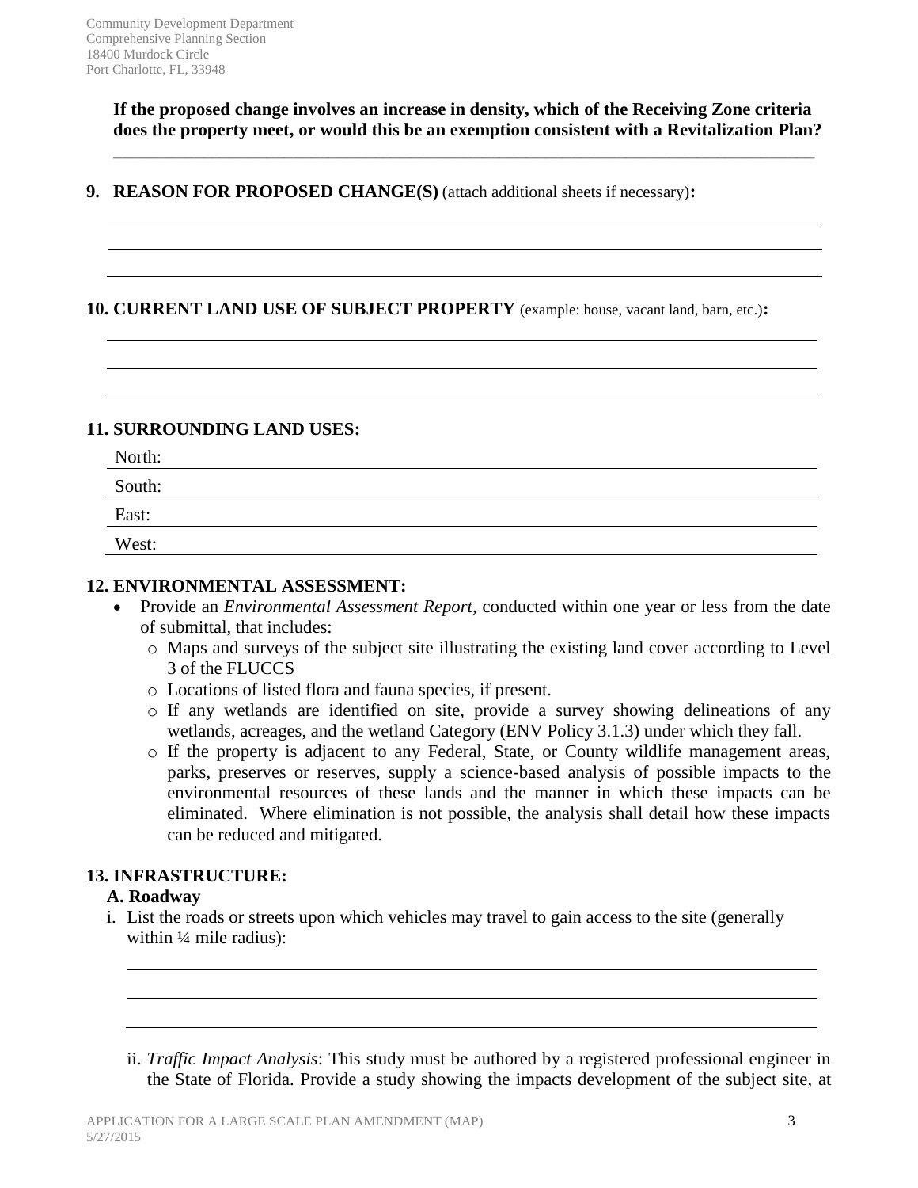**If the proposed change involves an increase in density, which of the Receiving Zone criteria does the property meet, or would this be an exemption consistent with a Revitalization Plan?**

______________________________________________________________________________

**9. REASON FOR PROPOSED CHANGE(S)** (attach additional sheets if necessary)**:**

______________________________________________________________________________

______________________________________________________________________________

______________________________________________________________________________

**10. CURRENT LAND USE OF SUBJECT PROPERTY** (example: house, vacant land, barn, etc.)**:**

______________________________________________________________________________

______________________________________________________________________________

______________________________________________________________________________

**11. SURROUNDING LAND USES:**

North: ______________________________________________________________________

South: ______________________________________________________________________

East: _______________________________________________________________________

West: _______________________________________________________________________

**12. ENVIRONMENTAL ASSESSMENT:**

- Provide an *Environmental Assessment Report*, conducted within one year or less from the date of submittal, that includes:
  - Maps and surveys of the subject site illustrating the existing land cover according to Level 3 of the FLUCCS
  - Locations of listed flora and fauna species, if present.
  - If any wetlands are identified on site, provide a survey showing delineations of any wetlands, acreages, and the wetland Category (ENV Policy 3.1.3) under which they fall.
  - If the property is adjacent to any Federal, State, or County wildlife management areas, parks, preserves or reserves, supply a science-based analysis of possible impacts to the environmental resources of these lands and the manner in which these impacts can be eliminated. Where elimination is not possible, the analysis shall detail how these impacts can be reduced and mitigated.

**13. INFRASTRUCTURE:**

**A. Roadway**

i. List the roads or streets upon which vehicles may travel to gain access to the site (generally within ¼ mile radius):

______________________________________________________________________________

______________________________________________________________________________

______________________________________________________________________________

ii. *Traffic Impact Analysis*: This study must be authored by a registered professional engineer in the State of Florida. Provide a study showing the impacts development of the subject site, at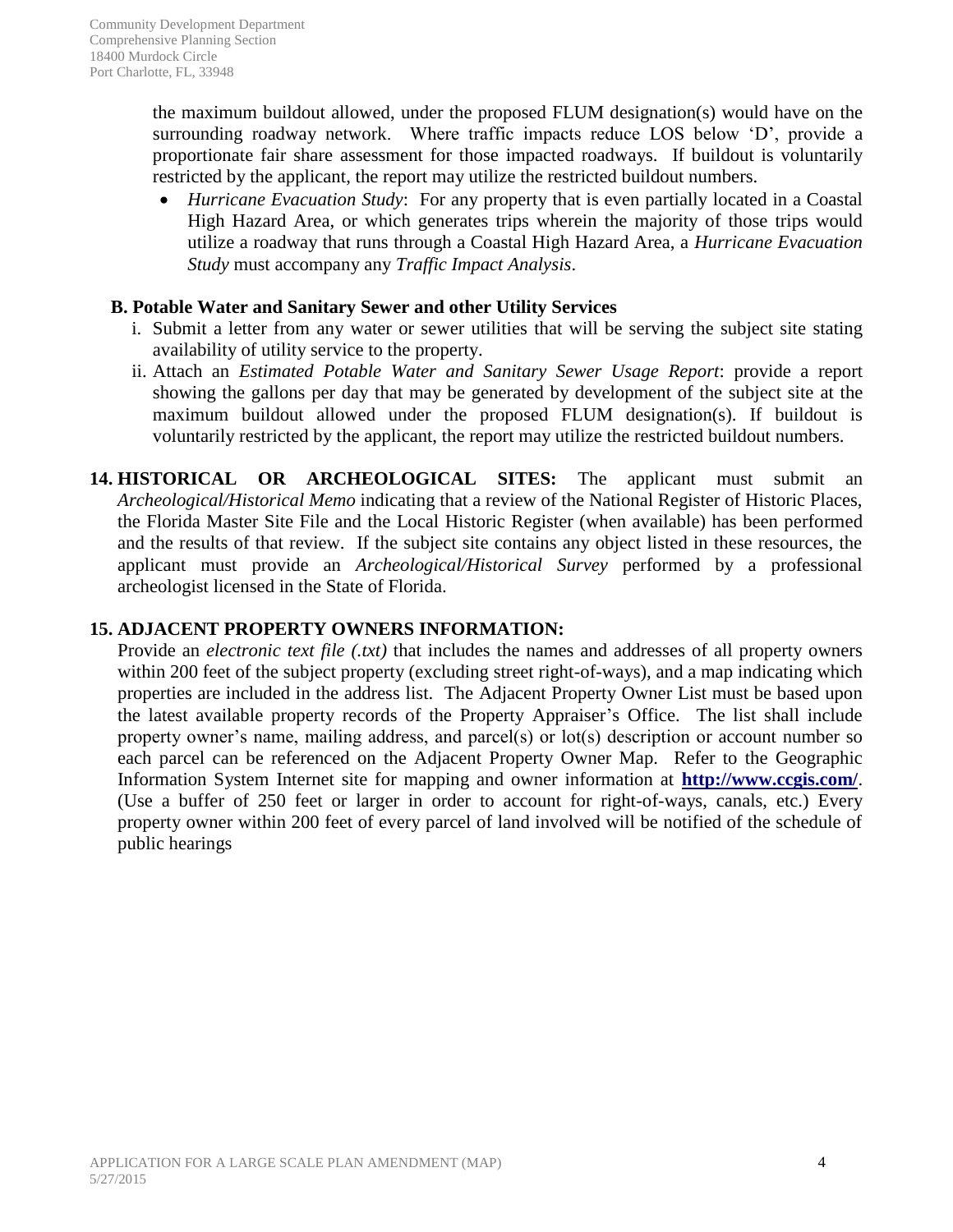the maximum buildout allowed, under the proposed FLUM designation(s) would have on the surrounding roadway network. Where traffic impacts reduce LOS below 'D', provide a proportionate fair share assessment for those impacted roadways. If buildout is voluntarily restricted by the applicant, the report may utilize the restricted buildout numbers.

- *Hurricane Evacuation Study*: For any property that is even partially located in a Coastal High Hazard Area, or which generates trips wherein the majority of those trips would utilize a roadway that runs through a Coastal High Hazard Area, a *Hurricane Evacuation Study* must accompany any *Traffic Impact Analysis*.

**B. Potable Water and Sanitary Sewer and other Utility Services**

i. Submit a letter from any water or sewer utilities that will be serving the subject site stating availability of utility service to the property.

ii. Attach an *Estimated Potable Water and Sanitary Sewer Usage Report*: provide a report showing the gallons per day that may be generated by development of the subject site at the maximum buildout allowed under the proposed FLUM designation(s). If buildout is voluntarily restricted by the applicant, the report may utilize the restricted buildout numbers.

**14. HISTORICAL OR ARCHEOLOGICAL SITES:** The applicant must submit an *Archeological/Historical Memo* indicating that a review of the National Register of Historic Places, the Florida Master Site File and the Local Historic Register (when available) has been performed and the results of that review. If the subject site contains any object listed in these resources, the applicant must provide an *Archeological/Historical Survey* performed by a professional archeologist licensed in the State of Florida.

**15. ADJACENT PROPERTY OWNERS INFORMATION:**

Provide an *electronic text file (.txt)* that includes the names and addresses of all property owners within 200 feet of the subject property (excluding street right-of-ways), and a map indicating which properties are included in the address list. The Adjacent Property Owner List must be based upon the latest available property records of the Property Appraiser's Office. The list shall include property owner's name, mailing address, and parcel(s) or lot(s) description or account number so each parcel can be referenced on the Adjacent Property Owner Map. Refer to the Geographic Information System Internet site for mapping and owner information at **http://www.ccgis.com/**. (Use a buffer of 250 feet or larger in order to account for right-of-ways, canals, etc.) Every property owner within 200 feet of every parcel of land involved will be notified of the schedule of public hearings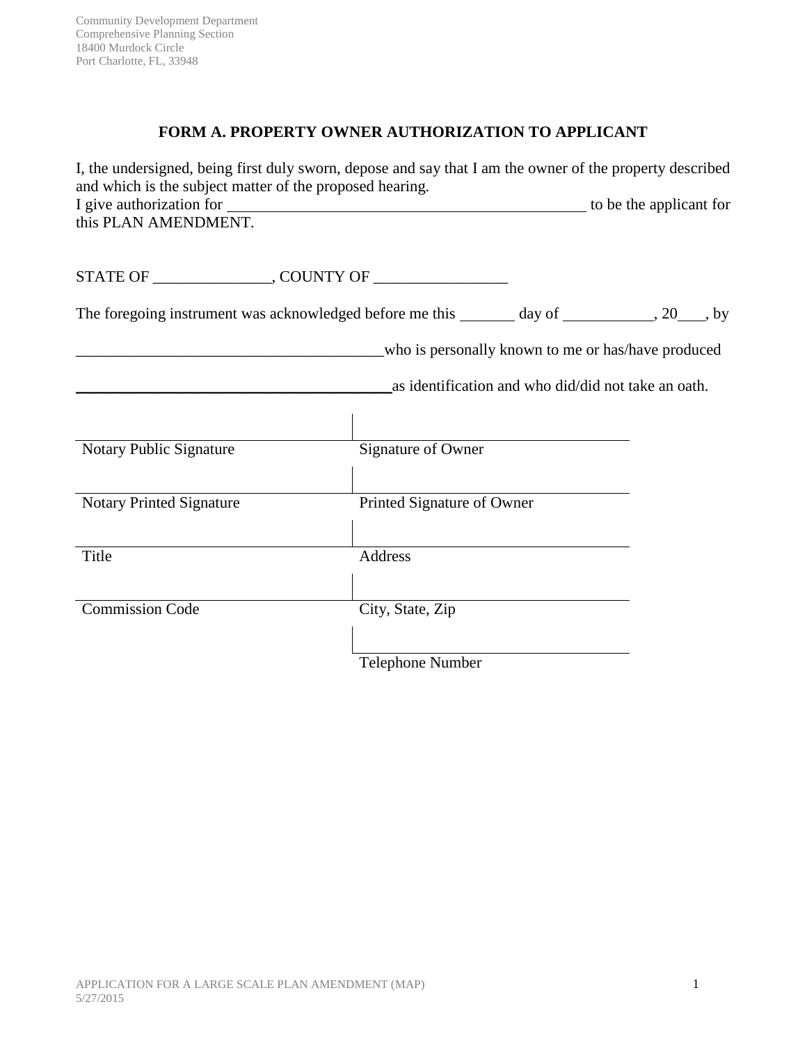Community Development Department
Comprehensive Planning Section
18400 Murdock Circle
Port Charlotte, FL, 33948

## FORM A. PROPERTY OWNER AUTHORIZATION TO APPLICANT

I, the undersigned, being first duly sworn, depose and say that I am the owner of the property described and which is the subject matter of the proposed hearing.
I give authorization for ______________________________________________ to be the applicant for this PLAN AMENDMENT.

STATE OF _______________, COUNTY OF _________________

The foregoing instrument was acknowledged before me this _______ day of ___________, 20___, by

________________________________________who is personally known to me or has/have produced

________________________________________as identification and who did/did not take an oath.

| | |
|---|---|
| Notary Public Signature | Signature of Owner |
| Notary Printed Signature | Printed Signature of Owner |
| Title | Address |
| Commission Code | City, State, Zip |
| | Telephone Number |

APPLICATION FOR A LARGE SCALE PLAN AMENDMENT (MAP)
5/27/2015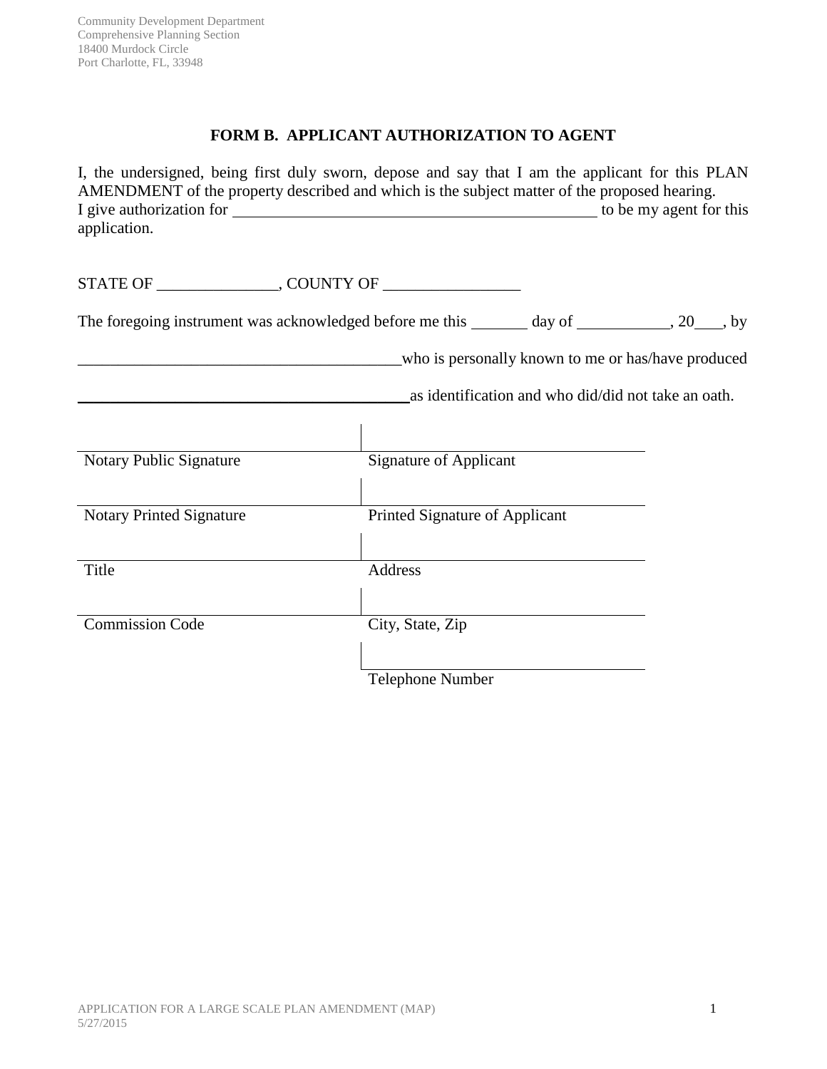Community Development Department
Comprehensive Planning Section
18400 Murdock Circle
Port Charlotte, FL, 33948

# FORM B. APPLICANT AUTHORIZATION TO AGENT

I, the undersigned, being first duly sworn, depose and say that I am the applicant for this PLAN AMENDMENT of the property described and which is the subject matter of the proposed hearing. I give authorization for ______________________________________________ to be my agent for this application.

STATE OF _______________, COUNTY OF _________________

The foregoing instrument was acknowledged before me this _______ day of ___________, 20___, by

________________________________________who is personally known to me or has/have produced

________________________________________as identification and who did/did not take an oath.

| | |
|---|---|
| Notary Public Signature | Signature of Applicant |
| Notary Printed Signature | Printed Signature of Applicant |
| Title | Address |
| Commission Code | City, State, Zip |
| | Telephone Number |

APPLICATION FOR A LARGE SCALE PLAN AMENDMENT (MAP)
5/27/2015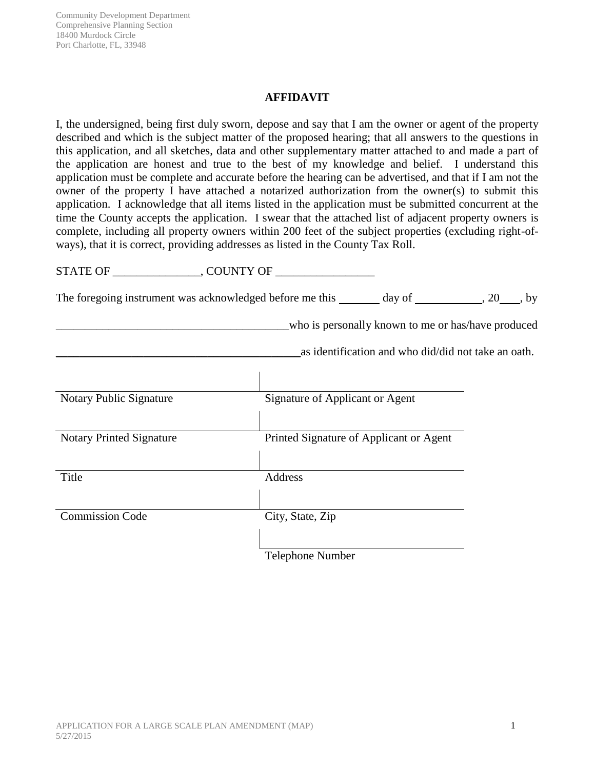Community Development Department
Comprehensive Planning Section
18400 Murdock Circle
Port Charlotte, FL, 33948

## AFFIDAVIT

I, the undersigned, being first duly sworn, depose and say that I am the owner or agent of the property described and which is the subject matter of the proposed hearing; that all answers to the questions in this application, and all sketches, data and other supplementary matter attached to and made a part of the application are honest and true to the best of my knowledge and belief. I understand this application must be complete and accurate before the hearing can be advertised, and that if I am not the owner of the property I have attached a notarized authorization from the owner(s) to submit this application. I acknowledge that all items listed in the application must be submitted concurrent at the time the County accepts the application. I swear that the attached list of adjacent property owners is complete, including all property owners within 200 feet of the subject properties (excluding right-of-ways), that it is correct, providing addresses as listed in the County Tax Roll.

STATE OF _______________, COUNTY OF _________________

The foregoing instrument was acknowledged before me this _______ day of ____________, 20___, by

________________________________________who is personally known to me or has/have produced

___________________________________________as identification and who did/did not take an oath.

| | |
|---|---|
| Notary Public Signature | Signature of Applicant or Agent |
| Notary Printed Signature | Printed Signature of Applicant or Agent |
| Title | Address |
| Commission Code | City, State, Zip |
| | Telephone Number |

APPLICATION FOR A LARGE SCALE PLAN AMENDMENT (MAP)
5/27/2015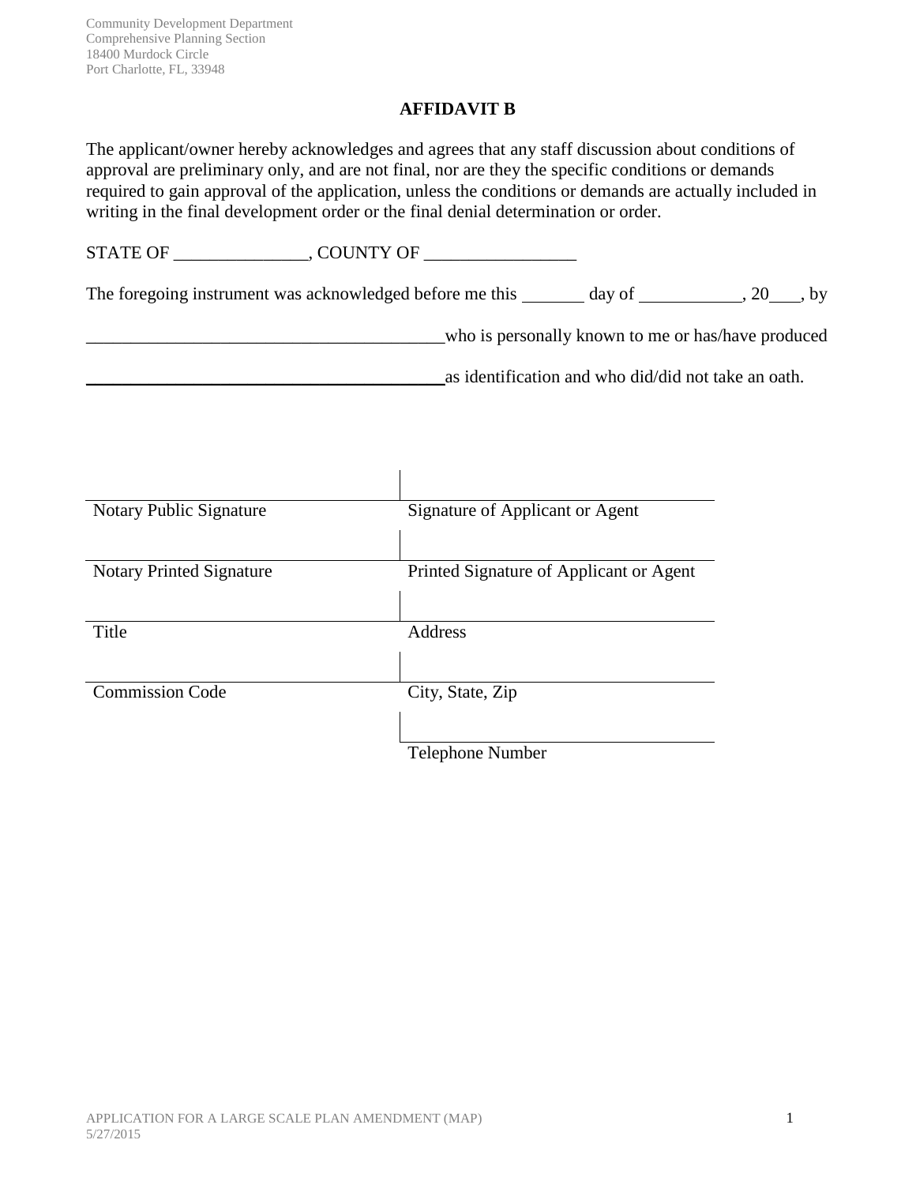Community Development Department
Comprehensive Planning Section
18400 Murdock Circle
Port Charlotte, FL, 33948

## AFFIDAVIT B

The applicant/owner hereby acknowledges and agrees that any staff discussion about conditions of approval are preliminary only, and are not final, nor are they the specific conditions or demands required to gain approval of the application, unless the conditions or demands are actually included in writing in the final development order or the final denial determination or order.

STATE OF _______________, COUNTY OF _________________

The foregoing instrument was acknowledged before me this _______ day of ___________, 20___, by

_________________________________________who is personally known to me or has/have produced

_________________________________________as identification and who did/did not take an oath.

| | |
|---|---|
| Notary Public Signature | Signature of Applicant or Agent |
| Notary Printed Signature | Printed Signature of Applicant or Agent |
| Title | Address |
| Commission Code | City, State, Zip |
| | Telephone Number |

APPLICATION FOR A LARGE SCALE PLAN AMENDMENT (MAP)
5/27/2015